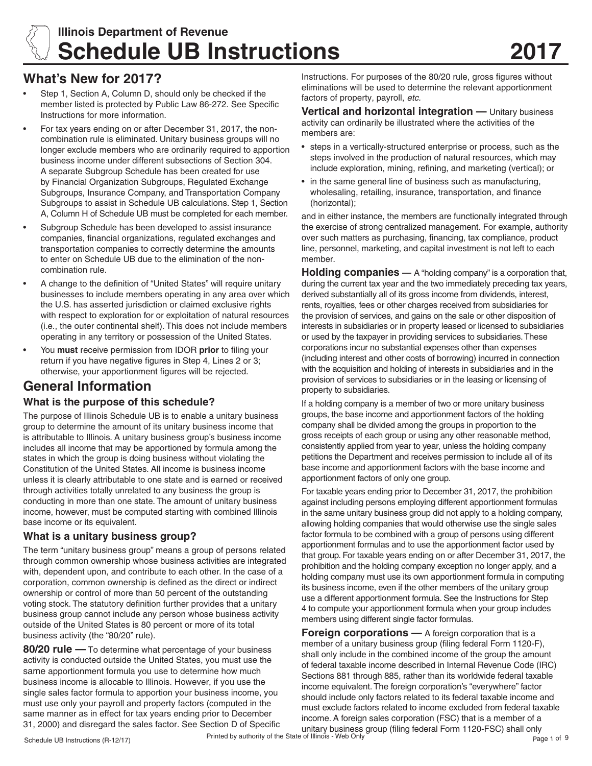# Illinois Department of Revenue
# Schedule UB Instructions 2017

## What's New for 2017?

- Step 1, Section A, Column D, should only be checked if the member listed is protected by Public Law 86-272. See Specific Instructions for more information.
- For tax years ending on or after December 31, 2017, the non-combination rule is eliminated. Unitary business groups will no longer exclude members who are ordinarily required to apportion business income under different subsections of Section 304. A separate Subgroup Schedule has been created for use by Financial Organization Subgroups, Regulated Exchange Subgroups, Insurance Company, and Transportation Company Subgroups to assist in Schedule UB calculations. Step 1, Section A, Column H of Schedule UB must be completed for each member.
- Subgroup Schedule has been developed to assist insurance companies, financial organizations, regulated exchanges and transportation companies to correctly determine the amounts to enter on Schedule UB due to the elimination of the non-combination rule.
- A change to the definition of "United States" will require unitary businesses to include members operating in any area over which the U.S. has asserted jurisdiction or claimed exclusive rights with respect to exploration for or exploitation of natural resources (i.e., the outer continental shelf). This does not include members operating in any territory or possession of the United States.
- You **must** receive permission from IDOR **prior** to filing your return if you have negative figures in Step 4, Lines 2 or 3; otherwise, your apportionment figures will be rejected.

## General Information

### What is the purpose of this schedule?

The purpose of Illinois Schedule UB is to enable a unitary business group to determine the amount of its unitary business income that is attributable to Illinois. A unitary business group's business income includes all income that may be apportioned by formula among the states in which the group is doing business without violating the Constitution of the United States. All income is business income unless it is clearly attributable to one state and is earned or received through activities totally unrelated to any business the group is conducting in more than one state. The amount of unitary business income, however, must be computed starting with combined Illinois base income or its equivalent.

### What is a unitary business group?

The term "unitary business group" means a group of persons related through common ownership whose business activities are integrated with, dependent upon, and contribute to each other. In the case of a corporation, common ownership is defined as the direct or indirect ownership or control of more than 50 percent of the outstanding voting stock. The statutory definition further provides that a unitary business group cannot include any person whose business activity outside of the United States is 80 percent or more of its total business activity (the "80/20" rule).

**80/20 rule —** To determine what percentage of your business activity is conducted outside the United States, you must use the same apportionment formula you use to determine how much business income is allocable to Illinois. However, if you use the single sales factor formula to apportion your business income, you must use only your payroll and property factors (computed in the same manner as in effect for tax years ending prior to December 31, 2000) and disregard the sales factor. See Section D of Specific Instructions. For purposes of the 80/20 rule, gross figures without eliminations will be used to determine the relevant apportionment factors of property, payroll, *etc.*

**Vertical and horizontal integration —** Unitary business activity can ordinarily be illustrated where the activities of the members are:

- steps in a vertically-structured enterprise or process, such as the steps involved in the production of natural resources, which may include exploration, mining, refining, and marketing (vertical); or
- in the same general line of business such as manufacturing, wholesaling, retailing, insurance, transportation, and finance (horizontal);

and in either instance, the members are functionally integrated through the exercise of strong centralized management. For example, authority over such matters as purchasing, financing, tax compliance, product line, personnel, marketing, and capital investment is not left to each member.

**Holding companies —** A "holding company" is a corporation that, during the current tax year and the two immediately preceding tax years, derived substantially all of its gross income from dividends, interest, rents, royalties, fees or other charges received from subsidiaries for the provision of services, and gains on the sale or other disposition of interests in subsidiaries or in property leased or licensed to subsidiaries or used by the taxpayer in providing services to subsidiaries. These corporations incur no substantial expenses other than expenses (including interest and other costs of borrowing) incurred in connection with the acquisition and holding of interests in subsidiaries and in the provision of services to subsidiaries or in the leasing or licensing of property to subsidiaries.

If a holding company is a member of two or more unitary business groups, the base income and apportionment factors of the holding company shall be divided among the groups in proportion to the gross receipts of each group or using any other reasonable method, consistently applied from year to year, unless the holding company petitions the Department and receives permission to include all of its base income and apportionment factors with the base income and apportionment factors of only one group.

For taxable years ending prior to December 31, 2017, the prohibition against including persons employing different apportionment formulas in the same unitary business group did not apply to a holding company, allowing holding companies that would otherwise use the single sales factor formula to be combined with a group of persons using different apportionment formulas and to use the apportionment factor used by that group. For taxable years ending on or after December 31, 2017, the prohibition and the holding company exception no longer apply, and a holding company must use its own apportionment formula in computing its business income, even if the other members of the unitary group use a different apportionment formula. See the Instructions for Step 4 to compute your apportionment formula when your group includes members using different single factor formulas.

**Foreign corporations —** A foreign corporation that is a member of a unitary business group (filing federal Form 1120-F), shall only include in the combined income of the group the amount of federal taxable income described in Internal Revenue Code (IRC) Sections 881 through 885, rather than its worldwide federal taxable income equivalent. The foreign corporation's "everywhere" factor should include only factors related to its federal taxable income and must exclude factors related to income excluded from federal taxable income. A foreign sales corporation (FSC) that is a member of a unitary business group (filing federal Form 1120-FSC) shall only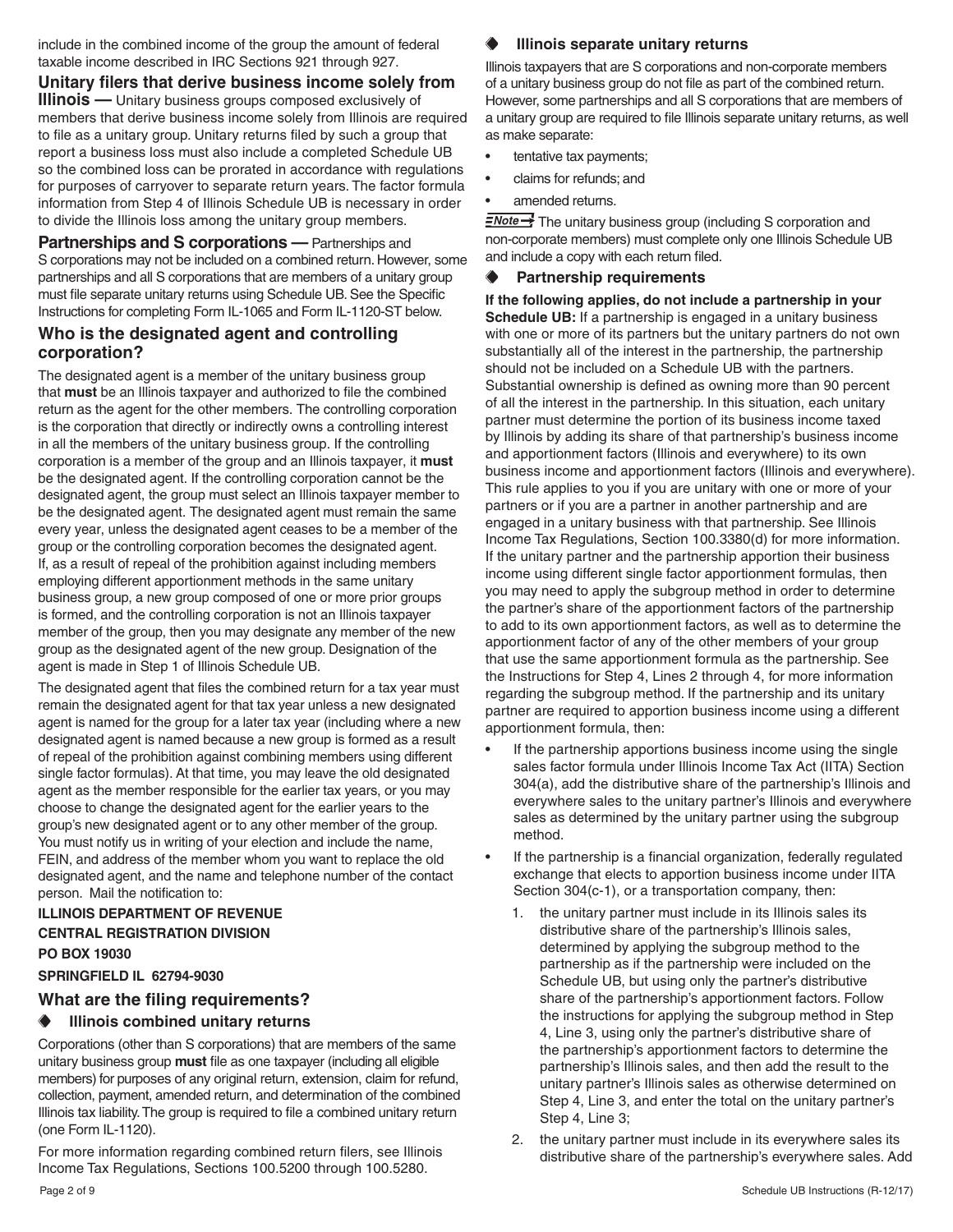include in the combined income of the group the amount of federal taxable income described in IRC Sections 921 through 927.

**Unitary filers that derive business income solely from Illinois —** Unitary business groups composed exclusively of members that derive business income solely from Illinois are required to file as a unitary group. Unitary returns filed by such a group that report a business loss must also include a completed Schedule UB so the combined loss can be prorated in accordance with regulations for purposes of carryover to separate return years. The factor formula information from Step 4 of Illinois Schedule UB is necessary in order to divide the Illinois loss among the unitary group members.

**Partnerships and S corporations —** Partnerships and S corporations may not be included on a combined return. However, some partnerships and all S corporations that are members of a unitary group must file separate unitary returns using Schedule UB. See the Specific Instructions for completing Form IL-1065 and Form IL-1120-ST below.

## Who is the designated agent and controlling corporation?

The designated agent is a member of the unitary business group that **must** be an Illinois taxpayer and authorized to file the combined return as the agent for the other members. The controlling corporation is the corporation that directly or indirectly owns a controlling interest in all the members of the unitary business group. If the controlling corporation is a member of the group and an Illinois taxpayer, it **must** be the designated agent. If the controlling corporation cannot be the designated agent, the group must select an Illinois taxpayer member to be the designated agent. The designated agent must remain the same every year, unless the designated agent ceases to be a member of the group or the controlling corporation becomes the designated agent. If, as a result of repeal of the prohibition against including members employing different apportionment methods in the same unitary business group, a new group composed of one or more prior groups is formed, and the controlling corporation is not an Illinois taxpayer member of the group, then you may designate any member of the new group as the designated agent of the new group. Designation of the agent is made in Step 1 of Illinois Schedule UB.

The designated agent that files the combined return for a tax year must remain the designated agent for that tax year unless a new designated agent is named for the group for a later tax year (including where a new designated agent is named because a new group is formed as a result of repeal of the prohibition against combining members using different single factor formulas). At that time, you may leave the old designated agent as the member responsible for the earlier tax years, or you may choose to change the designated agent for the earlier years to the group's new designated agent or to any other member of the group. You must notify us in writing of your election and include the name, FEIN, and address of the member whom you want to replace the old designated agent, and the name and telephone number of the contact person. Mail the notification to:

**ILLINOIS DEPARTMENT OF REVENUE**
**CENTRAL REGISTRATION DIVISION**
**PO BOX 19030**
**SPRINGFIELD IL 62794-9030**

## What are the filing requirements?

### ◆ Illinois combined unitary returns

Corporations (other than S corporations) that are members of the same unitary business group **must** file as one taxpayer (including all eligible members) for purposes of any original return, extension, claim for refund, collection, payment, amended return, and determination of the combined Illinois tax liability. The group is required to file a combined unitary return (one Form IL-1120).

For more information regarding combined return filers, see Illinois Income Tax Regulations, Sections 100.5200 through 100.5280.

### ◆ Illinois separate unitary returns

Illinois taxpayers that are S corporations and non-corporate members of a unitary business group do not file as part of the combined return. However, some partnerships and all S corporations that are members of a unitary group are required to file Illinois separate unitary returns, as well as make separate:

- tentative tax payments;
- claims for refunds; and
- amended returns.

**Note →** The unitary business group (including S corporation and non-corporate members) must complete only one Illinois Schedule UB and include a copy with each return filed.

### ◆ Partnership requirements

**If the following applies, do not include a partnership in your Schedule UB:** If a partnership is engaged in a unitary business with one or more of its partners but the unitary partners do not own substantially all of the interest in the partnership, the partnership should not be included on a Schedule UB with the partners. Substantial ownership is defined as owning more than 90 percent of all the interest in the partnership. In this situation, each unitary partner must determine the portion of its business income taxed by Illinois by adding its share of that partnership's business income and apportionment factors (Illinois and everywhere) to its own business income and apportionment factors (Illinois and everywhere). This rule applies to you if you are unitary with one or more of your partners or if you are a partner in another partnership and are engaged in a unitary business with that partnership. See Illinois Income Tax Regulations, Section 100.3380(d) for more information. If the unitary partner and the partnership apportion their business income using different single factor apportionment formulas, then you may need to apply the subgroup method in order to determine the partner's share of the apportionment factors of the partnership to add to its own apportionment factors, as well as to determine the apportionment factor of any of the other members of your group that use the same apportionment formula as the partnership. See the Instructions for Step 4, Lines 2 through 4, for more information regarding the subgroup method. If the partnership and its unitary partner are required to apportion business income using a different apportionment formula, then:

- If the partnership apportions business income using the single sales factor formula under Illinois Income Tax Act (IITA) Section 304(a), add the distributive share of the partnership's Illinois and everywhere sales to the unitary partner's Illinois and everywhere sales as determined by the unitary partner using the subgroup method.
- If the partnership is a financial organization, federally regulated exchange that elects to apportion business income under IITA Section 304(c-1), or a transportation company, then:
  1. the unitary partner must include in its Illinois sales its distributive share of the partnership's Illinois sales, determined by applying the subgroup method to the partnership as if the partnership were included on the Schedule UB, but using only the partner's distributive share of the partnership's apportionment factors. Follow the instructions for applying the subgroup method in Step 4, Line 3, using only the partner's distributive share of the partnership's apportionment factors to determine the partnership's Illinois sales, and then add the result to the unitary partner's Illinois sales as otherwise determined on Step 4, Line 3, and enter the total on the unitary partner's Step 4, Line 3;
  2. the unitary partner must include in its everywhere sales its distributive share of the partnership's everywhere sales. Add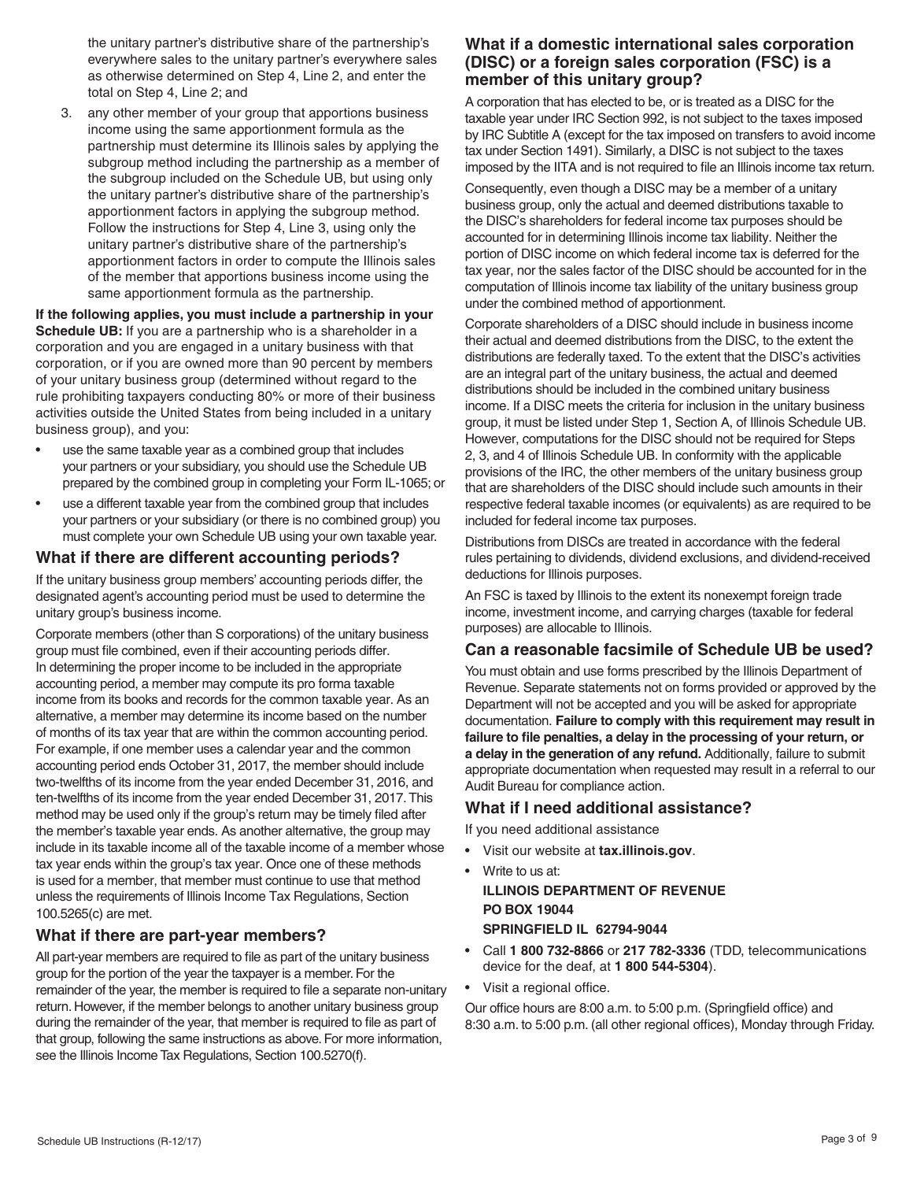the unitary partner's distributive share of the partnership's everywhere sales to the unitary partner's everywhere sales as otherwise determined on Step 4, Line 2, and enter the total on Step 4, Line 2; and

3. any other member of your group that apportions business income using the same apportionment formula as the partnership must determine its Illinois sales by applying the subgroup method including the partnership as a member of the subgroup included on the Schedule UB, but using only the unitary partner's distributive share of the partnership's apportionment factors in applying the subgroup method. Follow the instructions for Step 4, Line 3, using only the unitary partner's distributive share of the partnership's apportionment factors in order to compute the Illinois sales of the member that apportions business income using the same apportionment formula as the partnership.

**If the following applies, you must include a partnership in your Schedule UB:** If you are a partnership who is a shareholder in a corporation and you are engaged in a unitary business with that corporation, or if you are owned more than 90 percent by members of your unitary business group (determined without regard to the rule prohibiting taxpayers conducting 80% or more of their business activities outside the United States from being included in a unitary business group), and you:

- use the same taxable year as a combined group that includes your partners or your subsidiary, you should use the Schedule UB prepared by the combined group in completing your Form IL-1065; or
- use a different taxable year from the combined group that includes your partners or your subsidiary (or there is no combined group) you must complete your own Schedule UB using your own taxable year.

## What if there are different accounting periods?

If the unitary business group members' accounting periods differ, the designated agent's accounting period must be used to determine the unitary group's business income.

Corporate members (other than S corporations) of the unitary business group must file combined, even if their accounting periods differ. In determining the proper income to be included in the appropriate accounting period, a member may compute its pro forma taxable income from its books and records for the common taxable year. As an alternative, a member may determine its income based on the number of months of its tax year that are within the common accounting period. For example, if one member uses a calendar year and the common accounting period ends October 31, 2017, the member should include two-twelfths of its income from the year ended December 31, 2016, and ten-twelfths of its income from the year ended December 31, 2017. This method may be used only if the group's return may be timely filed after the member's taxable year ends. As another alternative, the group may include in its taxable income all of the taxable income of a member whose tax year ends within the group's tax year. Once one of these methods is used for a member, that member must continue to use that method unless the requirements of Illinois Income Tax Regulations, Section 100.5265(c) are met.

## What if there are part-year members?

All part-year members are required to file as part of the unitary business group for the portion of the year the taxpayer is a member. For the remainder of the year, the member is required to file a separate non-unitary return. However, if the member belongs to another unitary business group during the remainder of the year, that member is required to file as part of that group, following the same instructions as above. For more information, see the Illinois Income Tax Regulations, Section 100.5270(f).

## What if a domestic international sales corporation (DISC) or a foreign sales corporation (FSC) is a member of this unitary group?

A corporation that has elected to be, or is treated as a DISC for the taxable year under IRC Section 992, is not subject to the taxes imposed by IRC Subtitle A (except for the tax imposed on transfers to avoid income tax under Section 1491). Similarly, a DISC is not subject to the taxes imposed by the IITA and is not required to file an Illinois income tax return.

Consequently, even though a DISC may be a member of a unitary business group, only the actual and deemed distributions taxable to the DISC's shareholders for federal income tax purposes should be accounted for in determining Illinois income tax liability. Neither the portion of DISC income on which federal income tax is deferred for the tax year, nor the sales factor of the DISC should be accounted for in the computation of Illinois income tax liability of the unitary business group under the combined method of apportionment.

Corporate shareholders of a DISC should include in business income their actual and deemed distributions from the DISC, to the extent the distributions are federally taxed. To the extent that the DISC's activities are an integral part of the unitary business, the actual and deemed distributions should be included in the combined unitary business income. If a DISC meets the criteria for inclusion in the unitary business group, it must be listed under Step 1, Section A, of Illinois Schedule UB. However, computations for the DISC should not be required for Steps 2, 3, and 4 of Illinois Schedule UB. In conformity with the applicable provisions of the IRC, the other members of the unitary business group that are shareholders of the DISC should include such amounts in their respective federal taxable incomes (or equivalents) as are required to be included for federal income tax purposes.

Distributions from DISCs are treated in accordance with the federal rules pertaining to dividends, dividend exclusions, and dividend-received deductions for Illinois purposes.

An FSC is taxed by Illinois to the extent its nonexempt foreign trade income, investment income, and carrying charges (taxable for federal purposes) are allocable to Illinois.

## Can a reasonable facsimile of Schedule UB be used?

You must obtain and use forms prescribed by the Illinois Department of Revenue. Separate statements not on forms provided or approved by the Department will not be accepted and you will be asked for appropriate documentation. **Failure to comply with this requirement may result in failure to file penalties, a delay in the processing of your return, or a delay in the generation of any refund.** Additionally, failure to submit appropriate documentation when requested may result in a referral to our Audit Bureau for compliance action.

## What if I need additional assistance?

If you need additional assistance

- Visit our website at **tax.illinois.gov**.
- Write to us at:
  **ILLINOIS DEPARTMENT OF REVENUE**
  **PO BOX 19044**
  **SPRINGFIELD IL 62794-9044**
- Call **1 800 732-8866** or **217 782-3336** (TDD, telecommunications device for the deaf, at **1 800 544-5304**).
- Visit a regional office.

Our office hours are 8:00 a.m. to 5:00 p.m. (Springfield office) and 8:30 a.m. to 5:00 p.m. (all other regional offices), Monday through Friday.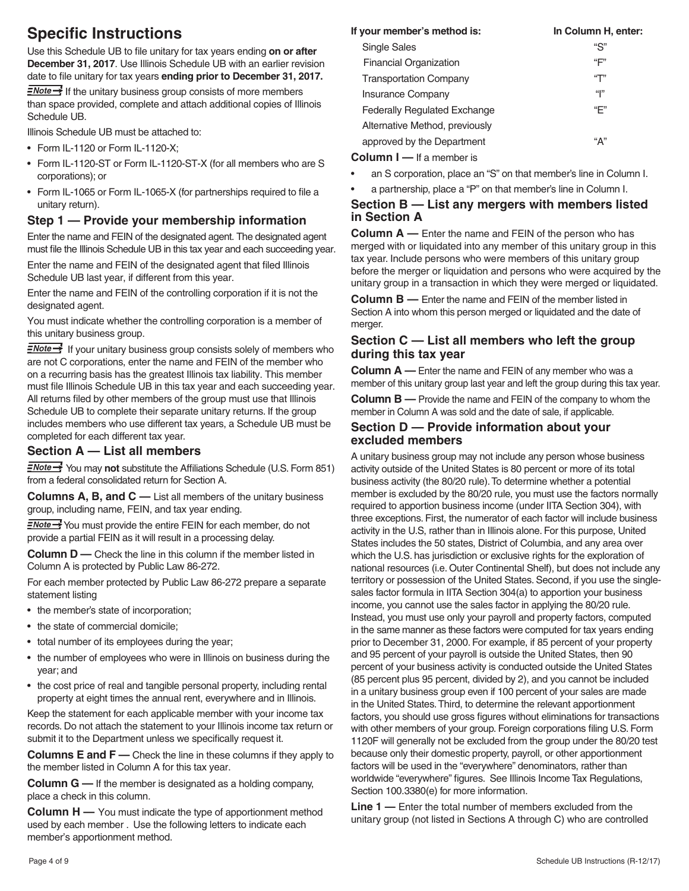# Specific Instructions

Use this Schedule UB to file unitary for tax years ending **on or after December 31, 2017**. Use Illinois Schedule UB with an earlier revision date to file unitary for tax years **ending prior to December 31, 2017.**

**Note→** If the unitary business group consists of more members than space provided, complete and attach additional copies of Illinois Schedule UB.

Illinois Schedule UB must be attached to:

- Form IL-1120 or Form IL-1120-X;
- Form IL-1120-ST or Form IL-1120-ST-X (for all members who are S corporations); or
- Form IL-1065 or Form IL-1065-X (for partnerships required to file a unitary return).

## Step 1 — Provide your membership information

Enter the name and FEIN of the designated agent. The designated agent must file the Illinois Schedule UB in this tax year and each succeeding year.

Enter the name and FEIN of the designated agent that filed Illinois Schedule UB last year, if different from this year.

Enter the name and FEIN of the controlling corporation if it is not the designated agent.

You must indicate whether the controlling corporation is a member of this unitary business group.

**Note→** If your unitary business group consists solely of members who are not C corporations, enter the name and FEIN of the member who on a recurring basis has the greatest Illinois tax liability. This member must file Illinois Schedule UB in this tax year and each succeeding year. All returns filed by other members of the group must use that Illinois Schedule UB to complete their separate unitary returns. If the group includes members who use different tax years, a Schedule UB must be completed for each different tax year.

## Section A — List all members

**Note→** You may **not** substitute the Affiliations Schedule (U.S. Form 851) from a federal consolidated return for Section A.

**Columns A, B, and C —** List all members of the unitary business group, including name, FEIN, and tax year ending.

**Note→** You must provide the entire FEIN for each member, do not provide a partial FEIN as it will result in a processing delay.

**Column D —** Check the line in this column if the member listed in Column A is protected by Public Law 86-272.

For each member protected by Public Law 86-272 prepare a separate statement listing

- the member's state of incorporation;
- the state of commercial domicile;
- total number of its employees during the year;
- the number of employees who were in Illinois on business during the year; and
- the cost price of real and tangible personal property, including rental property at eight times the annual rent, everywhere and in Illinois.

Keep the statement for each applicable member with your income tax records. Do not attach the statement to your Illinois income tax return or submit it to the Department unless we specifically request it.

**Columns E and F —** Check the line in these columns if they apply to the member listed in Column A for this tax year.

**Column G —** If the member is designated as a holding company, place a check in this column.

**Column H —** You must indicate the type of apportionment method used by each member . Use the following letters to indicate each member's apportionment method.

| If your member's method is: | In Column H, enter: |
|---|---|
| Single Sales | "S" |
| Financial Organization | "F" |
| Transportation Company | "T" |
| Insurance Company | "I" |
| Federally Regulated Exchange | "E" |
| Alternative Method, previously approved by the Department | "A" |

**Column I —** If a member is

- an S corporation, place an "S" on that member's line in Column I.
- a partnership, place a "P" on that member's line in Column I.

## Section B — List any mergers with members listed in Section A

**Column A —** Enter the name and FEIN of the person who has merged with or liquidated into any member of this unitary group in this tax year. Include persons who were members of this unitary group before the merger or liquidation and persons who were acquired by the unitary group in a transaction in which they were merged or liquidated.

**Column B —** Enter the name and FEIN of the member listed in Section A into whom this person merged or liquidated and the date of merger.

## Section C — List all members who left the group during this tax year

**Column A —** Enter the name and FEIN of any member who was a member of this unitary group last year and left the group during this tax year.

**Column B —** Provide the name and FEIN of the company to whom the member in Column A was sold and the date of sale, if applicable.

## Section D — Provide information about your excluded members

A unitary business group may not include any person whose business activity outside of the United States is 80 percent or more of its total business activity (the 80/20 rule). To determine whether a potential member is excluded by the 80/20 rule, you must use the factors normally required to apportion business income (under IITA Section 304), with three exceptions. First, the numerator of each factor will include business activity in the U.S, rather than in Illinois alone. For this purpose, United States includes the 50 states, District of Columbia, and any area over which the U.S. has jurisdiction or exclusive rights for the exploration of national resources (i.e. Outer Continental Shelf), but does not include any territory or possession of the United States. Second, if you use the single-sales factor formula in IITA Section 304(a) to apportion your business income, you cannot use the sales factor in applying the 80/20 rule. Instead, you must use only your payroll and property factors, computed in the same manner as these factors were computed for tax years ending prior to December 31, 2000. For example, if 85 percent of your property and 95 percent of your payroll is outside the United States, then 90 percent of your business activity is conducted outside the United States (85 percent plus 95 percent, divided by 2), and you cannot be included in a unitary business group even if 100 percent of your sales are made in the United States. Third, to determine the relevant apportionment factors, you should use gross figures without eliminations for transactions with other members of your group. Foreign corporations filing U.S. Form 1120F will generally not be excluded from the group under the 80/20 test because only their domestic property, payroll, or other apportionment factors will be used in the "everywhere" denominators, rather than worldwide "everywhere" figures. See Illinois Income Tax Regulations, Section 100.3380(e) for more information.

**Line 1 —** Enter the total number of members excluded from the unitary group (not listed in Sections A through C) who are controlled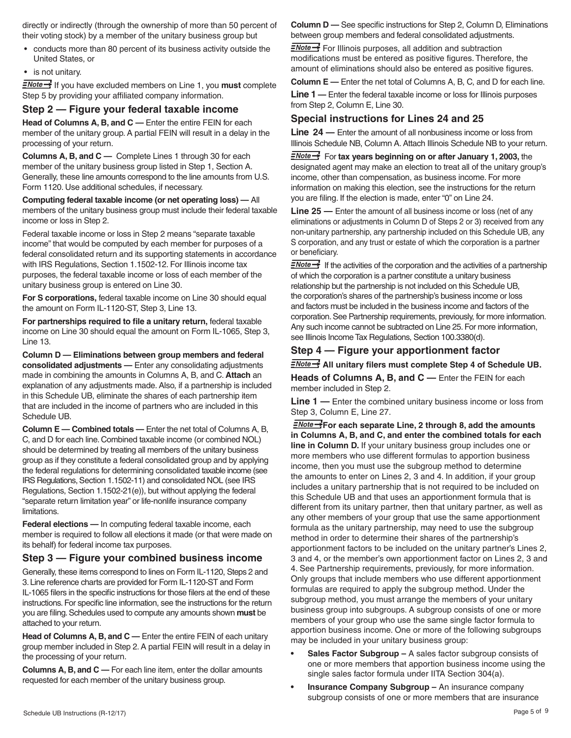directly or indirectly (through the ownership of more than 50 percent of their voting stock) by a member of the unitary business group but

- conducts more than 80 percent of its business activity outside the United States, or
- is not unitary.

**Note** If you have excluded members on Line 1, you **must** complete Step 5 by providing your affiliated company information.

## Step 2 — Figure your federal taxable income

**Head of Columns A, B, and C —** Enter the entire FEIN for each member of the unitary group. A partial FEIN will result in a delay in the processing of your return.

**Columns A, B, and C —** Complete Lines 1 through 30 for each member of the unitary business group listed in Step 1, Section A. Generally, these line amounts correspond to the line amounts from U.S. Form 1120. Use additional schedules, if necessary.

**Computing federal taxable income (or net operating loss) —** All members of the unitary business group must include their federal taxable income or loss in Step 2.

Federal taxable income or loss in Step 2 means "separate taxable income" that would be computed by each member for purposes of a federal consolidated return and its supporting statements in accordance with IRS Regulations, Section 1.1502-12. For Illinois income tax purposes, the federal taxable income or loss of each member of the unitary business group is entered on Line 30.

**For S corporations,** federal taxable income on Line 30 should equal the amount on Form IL-1120-ST, Step 3, Line 13.

**For partnerships required to file a unitary return,** federal taxable income on Line 30 should equal the amount on Form IL-1065, Step 3, Line 13.

**Column D — Eliminations between group members and federal consolidated adjustments —** Enter any consolidating adjustments made in combining the amounts in Columns A, B, and C. **Attach** an explanation of any adjustments made. Also, if a partnership is included in this Schedule UB, eliminate the shares of each partnership item that are included in the income of partners who are included in this Schedule UB.

**Column E — Combined totals —** Enter the net total of Columns A, B, C, and D for each line. Combined taxable income (or combined NOL) should be determined by treating all members of the unitary business group as if they constitute a federal consolidated group and by applying the federal regulations for determining consolidated taxable income (see IRS Regulations, Section 1.1502-11) and consolidated NOL (see IRS Regulations, Section 1.1502-21(e)), but without applying the federal "separate return limitation year" or life-nonlife insurance company limitations.

**Federal elections —** In computing federal taxable income, each member is required to follow all elections it made (or that were made on its behalf) for federal income tax purposes.

## Step 3 — Figure your combined business income

Generally, these items correspond to lines on Form IL-1120, Steps 2 and 3. Line reference charts are provided for Form IL-1120-ST and Form IL-1065 filers in the specific instructions for those filers at the end of these instructions. For specific line information, see the instructions for the return you are filing. Schedules used to compute any amounts shown **must** be attached to your return.

**Head of Columns A, B, and C —** Enter the entire FEIN of each unitary group member included in Step 2. A partial FEIN will result in a delay in the processing of your return.

**Columns A, B, and C —** For each line item, enter the dollar amounts requested for each member of the unitary business group.

**Column D —** See specific instructions for Step 2, Column D, Eliminations between group members and federal consolidated adjustments.

**Note** For Illinois purposes, all addition and subtraction modifications must be entered as positive figures. Therefore, the amount of eliminations should also be entered as positive figures.

**Column E —** Enter the net total of Columns A, B, C, and D for each line.

**Line 1 —** Enter the federal taxable income or loss for Illinois purposes from Step 2, Column E, Line 30.

## Special instructions for Lines 24 and 25

**Line 24 —** Enter the amount of all nonbusiness income or loss from Illinois Schedule NB, Column A. Attach Illinois Schedule NB to your return.

**Note** For **tax years beginning on or after January 1, 2003,** the designated agent may make an election to treat all of the unitary group's income, other than compensation, as business income. For more information on making this election, see the instructions for the return you are filing. If the election is made, enter "0" on Line 24.

**Line 25 —** Enter the amount of all business income or loss (net of any eliminations or adjustments in Column D of Steps 2 or 3) received from any non-unitary partnership, any partnership included on this Schedule UB, any S corporation, and any trust or estate of which the corporation is a partner or beneficiary.

**Note** If the activities of the corporation and the activities of a partnership of which the corporation is a partner constitute a unitary business relationship but the partnership is not included on this Schedule UB, the corporation's shares of the partnership's business income or loss and factors must be included in the business income and factors of the corporation. See Partnership requirements, previously, for more information. Any such income cannot be subtracted on Line 25. For more information, see Illinois Income Tax Regulations, Section 100.3380(d).

## Step 4 — Figure your apportionment factor

**Note All unitary filers must complete Step 4 of Schedule UB.**

**Heads of Columns A, B, and C —** Enter the FEIN for each member included in Step 2.

**Line 1 —** Enter the combined unitary business income or loss from Step 3, Column E, Line 27.

**Note For each separate Line, 2 through 8, add the amounts in Columns A, B, and C, and enter the combined totals for each line in Column D.** If your unitary business group includes one or more members who use different formulas to apportion business income, then you must use the subgroup method to determine the amounts to enter on Lines 2, 3 and 4. In addition, if your group includes a unitary partnership that is not required to be included on this Schedule UB and that uses an apportionment formula that is different from its unitary partner, then that unitary partner, as well as any other members of your group that use the same apportionment formula as the unitary partnership, may need to use the subgroup method in order to determine their shares of the partnership's apportionment factors to be included on the unitary partner's Lines 2, 3 and 4, or the member's own apportionment factor on Lines 2, 3 and 4. See Partnership requirements, previously, for more information. Only groups that include members who use different apportionment formulas are required to apply the subgroup method. Under the subgroup method, you must arrange the members of your unitary business group into subgroups. A subgroup consists of one or more members of your group who use the same single factor formula to apportion business income. One or more of the following subgroups may be included in your unitary business group:

- **Sales Factor Subgroup –** A sales factor subgroup consists of one or more members that apportion business income using the single sales factor formula under IITA Section 304(a).
- **Insurance Company Subgroup –** An insurance company subgroup consists of one or more members that are insurance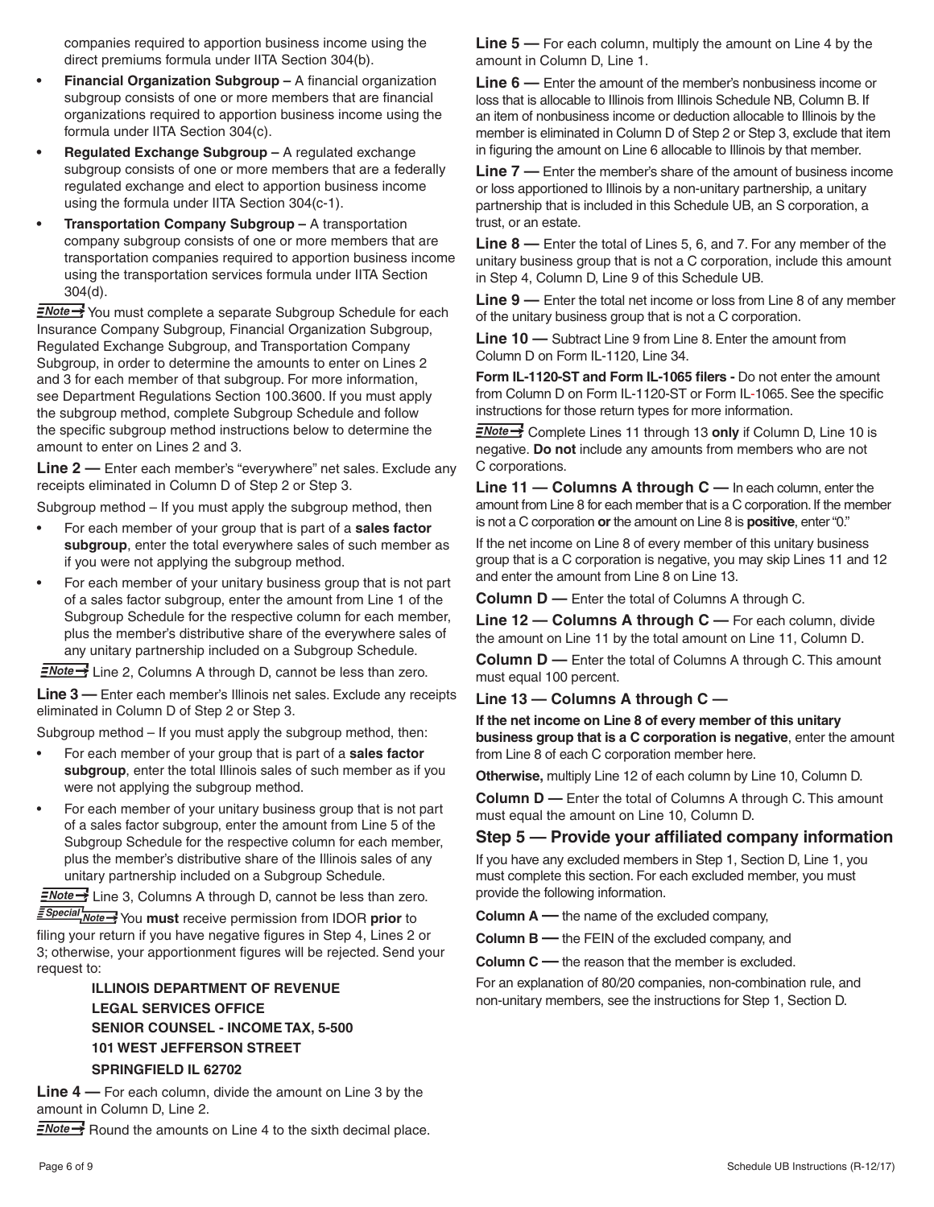companies required to apportion business income using the direct premiums formula under IITA Section 304(b).

- **Financial Organization Subgroup –** A financial organization subgroup consists of one or more members that are financial organizations required to apportion business income using the formula under IITA Section 304(c).
- **Regulated Exchange Subgroup –** A regulated exchange subgroup consists of one or more members that are a federally regulated exchange and elect to apportion business income using the formula under IITA Section 304(c-1).
- **Transportation Company Subgroup –** A transportation company subgroup consists of one or more members that are transportation companies required to apportion business income using the transportation services formula under IITA Section 304(d).

*Note* You must complete a separate Subgroup Schedule for each Insurance Company Subgroup, Financial Organization Subgroup, Regulated Exchange Subgroup, and Transportation Company Subgroup, in order to determine the amounts to enter on Lines 2 and 3 for each member of that subgroup. For more information, see Department Regulations Section 100.3600. If you must apply the subgroup method, complete Subgroup Schedule and follow the specific subgroup method instructions below to determine the amount to enter on Lines 2 and 3.

**Line 2 —** Enter each member's "everywhere" net sales. Exclude any receipts eliminated in Column D of Step 2 or Step 3.

Subgroup method – If you must apply the subgroup method, then

- For each member of your group that is part of a **sales factor subgroup**, enter the total everywhere sales of such member as if you were not applying the subgroup method.
- For each member of your unitary business group that is not part of a sales factor subgroup, enter the amount from Line 1 of the Subgroup Schedule for the respective column for each member, plus the member's distributive share of the everywhere sales of any unitary partnership included on a Subgroup Schedule.

*Note* Line 2, Columns A through D, cannot be less than zero.

**Line 3 —** Enter each member's Illinois net sales. Exclude any receipts eliminated in Column D of Step 2 or Step 3.

Subgroup method – If you must apply the subgroup method, then:

- For each member of your group that is part of a **sales factor subgroup**, enter the total Illinois sales of such member as if you were not applying the subgroup method.
- For each member of your unitary business group that is not part of a sales factor subgroup, enter the amount from Line 5 of the Subgroup Schedule for the respective column for each member, plus the member's distributive share of the Illinois sales of any unitary partnership included on a Subgroup Schedule.

*Note* Line 3, Columns A through D, cannot be less than zero.

*Special Note* You **must** receive permission from IDOR **prior** to filing your return if you have negative figures in Step 4, Lines 2 or 3; otherwise, your apportionment figures will be rejected. Send your request to:

**ILLINOIS DEPARTMENT OF REVENUE**
**LEGAL SERVICES OFFICE**
**SENIOR COUNSEL - INCOME TAX, 5-500**
**101 WEST JEFFERSON STREET**
**SPRINGFIELD IL 62702**

**Line 4 —** For each column, divide the amount on Line 3 by the amount in Column D, Line 2.

*Note* Round the amounts on Line 4 to the sixth decimal place.

**Line 5 —** For each column, multiply the amount on Line 4 by the amount in Column D, Line 1.

**Line 6 —** Enter the amount of the member's nonbusiness income or loss that is allocable to Illinois from Illinois Schedule NB, Column B. If an item of nonbusiness income or deduction allocable to Illinois by the member is eliminated in Column D of Step 2 or Step 3, exclude that item in figuring the amount on Line 6 allocable to Illinois by that member.

**Line 7 —** Enter the member's share of the amount of business income or loss apportioned to Illinois by a non-unitary partnership, a unitary partnership that is included in this Schedule UB, an S corporation, a trust, or an estate.

**Line 8 —** Enter the total of Lines 5, 6, and 7. For any member of the unitary business group that is not a C corporation, include this amount in Step 4, Column D, Line 9 of this Schedule UB.

**Line 9 —** Enter the total net income or loss from Line 8 of any member of the unitary business group that is not a C corporation.

**Line 10 —** Subtract Line 9 from Line 8. Enter the amount from Column D on Form IL-1120, Line 34.

**Form IL-1120-ST and Form IL-1065 filers -** Do not enter the amount from Column D on Form IL-1120-ST or Form IL-1065. See the specific instructions for those return types for more information.

*Note* Complete Lines 11 through 13 **only** if Column D, Line 10 is negative. **Do not** include any amounts from members who are not C corporations.

**Line 11 — Columns A through C —** In each column, enter the amount from Line 8 for each member that is a C corporation. If the member is not a C corporation **or** the amount on Line 8 is **positive**, enter "0."

If the net income on Line 8 of every member of this unitary business group that is a C corporation is negative, you may skip Lines 11 and 12 and enter the amount from Line 8 on Line 13.

**Column D —** Enter the total of Columns A through C.

**Line 12 — Columns A through C —** For each column, divide the amount on Line 11 by the total amount on Line 11, Column D.

**Column D —** Enter the total of Columns A through C. This amount must equal 100 percent.

**Line 13 — Columns A through C —**

**If the net income on Line 8 of every member of this unitary business group that is a C corporation is negative**, enter the amount from Line 8 of each C corporation member here.

**Otherwise,** multiply Line 12 of each column by Line 10, Column D.

**Column D —** Enter the total of Columns A through C. This amount must equal the amount on Line 10, Column D.

## Step 5 — Provide your affiliated company information

If you have any excluded members in Step 1, Section D, Line 1, you must complete this section. For each excluded member, you must provide the following information.

**Column A —** the name of the excluded company,

**Column B —** the FEIN of the excluded company, and

**Column C —** the reason that the member is excluded.

For an explanation of 80/20 companies, non-combination rule, and non-unitary members, see the instructions for Step 1, Section D.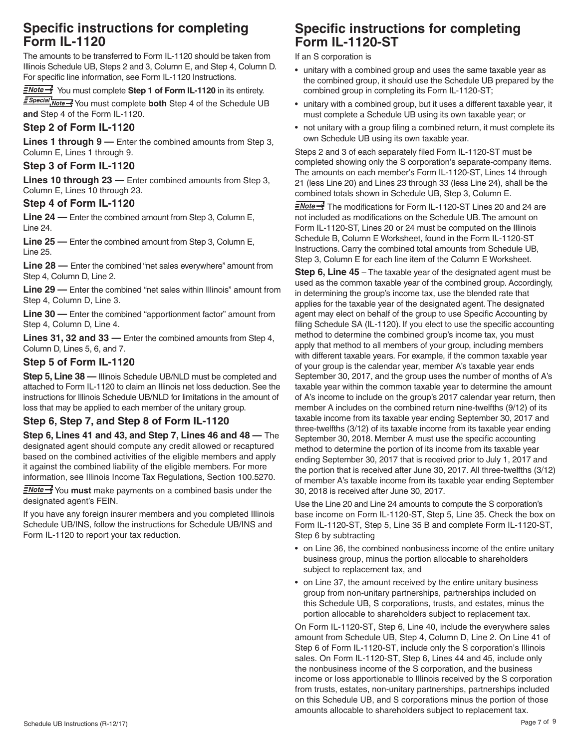## Specific instructions for completing Form IL-1120

The amounts to be transferred to Form IL-1120 should be taken from Illinois Schedule UB, Steps 2 and 3, Column E, and Step 4, Column D. For specific line information, see Form IL-1120 Instructions.

**Note →** You must complete **Step 1 of Form IL-1120** in its entirety.

**Special Note →** You must complete **both** Step 4 of the Schedule UB **and** Step 4 of the Form IL-1120.

### Step 2 of Form IL-1120

**Lines 1 through 9 —** Enter the combined amounts from Step 3, Column E, Lines 1 through 9.

### Step 3 of Form IL-1120

**Lines 10 through 23 —** Enter combined amounts from Step 3, Column E, Lines 10 through 23.

### Step 4 of Form IL-1120

**Line 24 —** Enter the combined amount from Step 3, Column E, Line 24.

**Line 25 —** Enter the combined amount from Step 3, Column E, Line 25.

**Line 28 —** Enter the combined "net sales everywhere" amount from Step 4, Column D, Line 2.

**Line 29 —** Enter the combined "net sales within Illinois" amount from Step 4, Column D, Line 3.

**Line 30 —** Enter the combined "apportionment factor" amount from Step 4, Column D, Line 4.

**Lines 31, 32 and 33 —** Enter the combined amounts from Step 4, Column D, Lines 5, 6, and 7.

### Step 5 of Form IL-1120

**Step 5, Line 38 —** Illinois Schedule UB/NLD must be completed and attached to Form IL-1120 to claim an Illinois net loss deduction. See the instructions for Illinois Schedule UB/NLD for limitations in the amount of loss that may be applied to each member of the unitary group.

### Step 6, Step 7, and Step 8 of Form IL-1120

**Step 6, Lines 41 and 43, and Step 7, Lines 46 and 48 —** The designated agent should compute any credit allowed or recaptured based on the combined activities of the eligible members and apply it against the combined liability of the eligible members. For more information, see Illinois Income Tax Regulations, Section 100.5270.

**Note →** You **must** make payments on a combined basis under the designated agent's FEIN.

If you have any foreign insurer members and you completed Illinois Schedule UB/INS, follow the instructions for Schedule UB/INS and Form IL-1120 to report your tax reduction.

## Specific instructions for completing Form IL-1120-ST

If an S corporation is

- unitary with a combined group and uses the same taxable year as the combined group, it should use the Schedule UB prepared by the combined group in completing its Form IL-1120-ST;
- unitary with a combined group, but it uses a different taxable year, it must complete a Schedule UB using its own taxable year; or
- not unitary with a group filing a combined return, it must complete its own Schedule UB using its own taxable year.

Steps 2 and 3 of each separately filed Form IL-1120-ST must be completed showing only the S corporation's separate-company items. The amounts on each member's Form IL-1120-ST, Lines 14 through 21 (less Line 20) and Lines 23 through 33 (less Line 24), shall be the combined totals shown in Schedule UB, Step 3, Column E.

**Note →** The modifications for Form IL-1120-ST Lines 20 and 24 are not included as modifications on the Schedule UB. The amount on Form IL-1120-ST, Lines 20 or 24 must be computed on the Illinois Schedule B, Column E Worksheet, found in the Form IL-1120-ST Instructions. Carry the combined total amounts from Schedule UB, Step 3, Column E for each line item of the Column E Worksheet.

**Step 6, Line 45** – The taxable year of the designated agent must be used as the common taxable year of the combined group. Accordingly, in determining the group's income tax, use the blended rate that applies for the taxable year of the designated agent. The designated agent may elect on behalf of the group to use Specific Accounting by filing Schedule SA (IL-1120). If you elect to use the specific accounting method to determine the combined group's income tax, you must apply that method to all members of your group, including members with different taxable years. For example, if the common taxable year of your group is the calendar year, member A's taxable year ends September 30, 2017, and the group uses the number of months of A's taxable year within the common taxable year to determine the amount of A's income to include on the group's 2017 calendar year return, then member A includes on the combined return nine-twelfths (9/12) of its taxable income from its taxable year ending September 30, 2017 and three-twelfths (3/12) of its taxable income from its taxable year ending September 30, 2018. Member A must use the specific accounting method to determine the portion of its income from its taxable year ending September 30, 2017 that is received prior to July 1, 2017 and the portion that is received after June 30, 2017. All three-twelfths (3/12) of member A's taxable income from its taxable year ending September 30, 2018 is received after June 30, 2017.

Use the Line 20 and Line 24 amounts to compute the S corporation's base income on Form IL-1120-ST, Step 5, Line 35. Check the box on Form IL-1120-ST, Step 5, Line 35 B and complete Form IL-1120-ST, Step 6 by subtracting

- on Line 36, the combined nonbusiness income of the entire unitary business group, minus the portion allocable to shareholders subject to replacement tax, and
- on Line 37, the amount received by the entire unitary business group from non-unitary partnerships, partnerships included on this Schedule UB, S corporations, trusts, and estates, minus the portion allocable to shareholders subject to replacement tax.

On Form IL-1120-ST, Step 6, Line 40, include the everywhere sales amount from Schedule UB, Step 4, Column D, Line 2. On Line 41 of Step 6 of Form IL-1120-ST, include only the S corporation's Illinois sales. On Form IL-1120-ST, Step 6, Lines 44 and 45, include only the nonbusiness income of the S corporation, and the business income or loss apportionable to Illinois received by the S corporation from trusts, estates, non-unitary partnerships, partnerships included on this Schedule UB, and S corporations minus the portion of those amounts allocable to shareholders subject to replacement tax.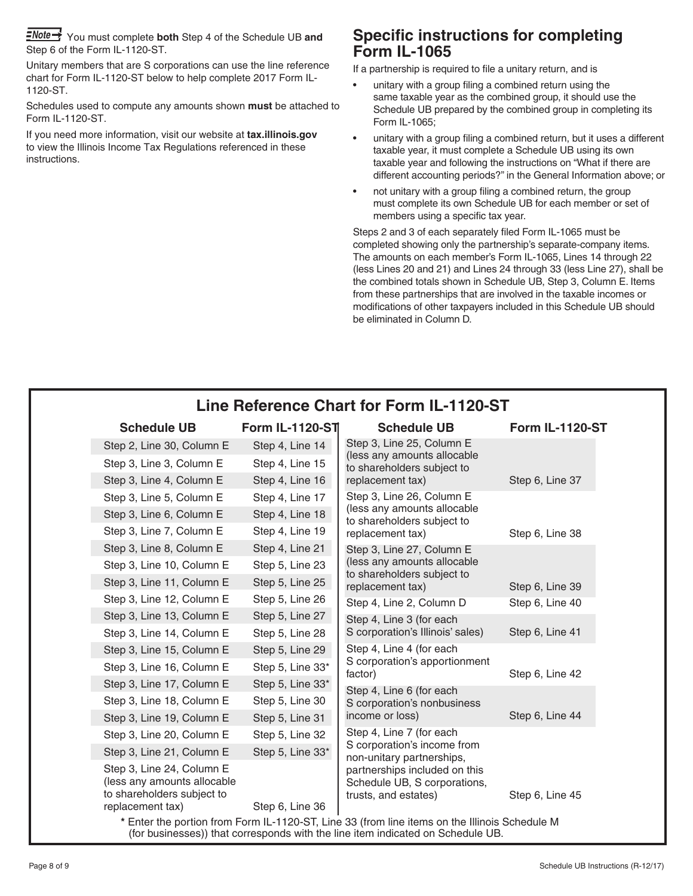**Note** You must complete **both** Step 4 of the Schedule UB **and** Step 6 of the Form IL-1120-ST.

Unitary members that are S corporations can use the line reference chart for Form IL-1120-ST below to help complete 2017 Form IL-1120-ST.

Schedules used to compute any amounts shown **must** be attached to Form IL-1120-ST.

If you need more information, visit our website at **tax.illinois.gov** to view the Illinois Income Tax Regulations referenced in these instructions.

## Specific instructions for completing Form IL-1065

If a partnership is required to file a unitary return, and is

- unitary with a group filing a combined return using the same taxable year as the combined group, it should use the Schedule UB prepared by the combined group in completing its Form IL-1065;
- unitary with a group filing a combined return, but it uses a different taxable year, it must complete a Schedule UB using its own taxable year and following the instructions on "What if there are different accounting periods?" in the General Information above; or
- not unitary with a group filing a combined return, the group must complete its own Schedule UB for each member or set of members using a specific tax year.

Steps 2 and 3 of each separately filed Form IL-1065 must be completed showing only the partnership's separate-company items. The amounts on each member's Form IL-1065, Lines 14 through 22 (less Lines 20 and 21) and Lines 24 through 33 (less Line 27), shall be the combined totals shown in Schedule UB, Step 3, Column E. Items from these partnerships that are involved in the taxable incomes or modifications of other taxpayers included in this Schedule UB should be eliminated in Column D.

## Line Reference Chart for Form IL-1120-ST

| Schedule UB | Form IL-1120-ST | Schedule UB | Form IL-1120-ST |
|---|---|---|---|
| Step 2, Line 30, Column E | Step 4, Line 14 | Step 3, Line 25, Column E (less any amounts allocable to shareholders subject to replacement tax) | Step 6, Line 37 |
| Step 3, Line 3, Column E | Step 4, Line 15 | | |
| Step 3, Line 4, Column E | Step 4, Line 16 | | |
| Step 3, Line 5, Column E | Step 4, Line 17 | Step 3, Line 26, Column E (less any amounts allocable to shareholders subject to replacement tax) | Step 6, Line 38 |
| Step 3, Line 6, Column E | Step 4, Line 18 | | |
| Step 3, Line 7, Column E | Step 4, Line 19 | | |
| Step 3, Line 8, Column E | Step 4, Line 21 | Step 3, Line 27, Column E (less any amounts allocable to shareholders subject to replacement tax) | Step 6, Line 39 |
| Step 3, Line 10, Column E | Step 5, Line 23 | | |
| Step 3, Line 11, Column E | Step 5, Line 25 | | |
| Step 3, Line 12, Column E | Step 5, Line 26 | Step 4, Line 2, Column D | Step 6, Line 40 |
| Step 3, Line 13, Column E | Step 5, Line 27 | Step 4, Line 3 (for each S corporation's Illinois' sales) | Step 6, Line 41 |
| Step 3, Line 14, Column E | Step 5, Line 28 | | |
| Step 3, Line 15, Column E | Step 5, Line 29 | Step 4, Line 4 (for each S corporation's apportionment factor) | Step 6, Line 42 |
| Step 3, Line 16, Column E | Step 5, Line 33* | | |
| Step 3, Line 17, Column E | Step 5, Line 33* | Step 4, Line 6 (for each S corporation's nonbusiness income or loss) | Step 6, Line 44 |
| Step 3, Line 18, Column E | Step 5, Line 30 | | |
| Step 3, Line 19, Column E | Step 5, Line 31 | | |
| Step 3, Line 20, Column E | Step 5, Line 32 | Step 4, Line 7 (for each S corporation's income from non-unitary partnerships, partnerships included on this Schedule UB, S corporations, trusts, and estates) | Step 6, Line 45 |
| Step 3, Line 21, Column E | Step 5, Line 33* | | |
| Step 3, Line 24, Column E (less any amounts allocable to shareholders subject to replacement tax) | Step 6, Line 36 | | |

\* Enter the portion from Form IL-1120-ST, Line 33 (from line items on the Illinois Schedule M (for businesses)) that corresponds with the line item indicated on Schedule UB.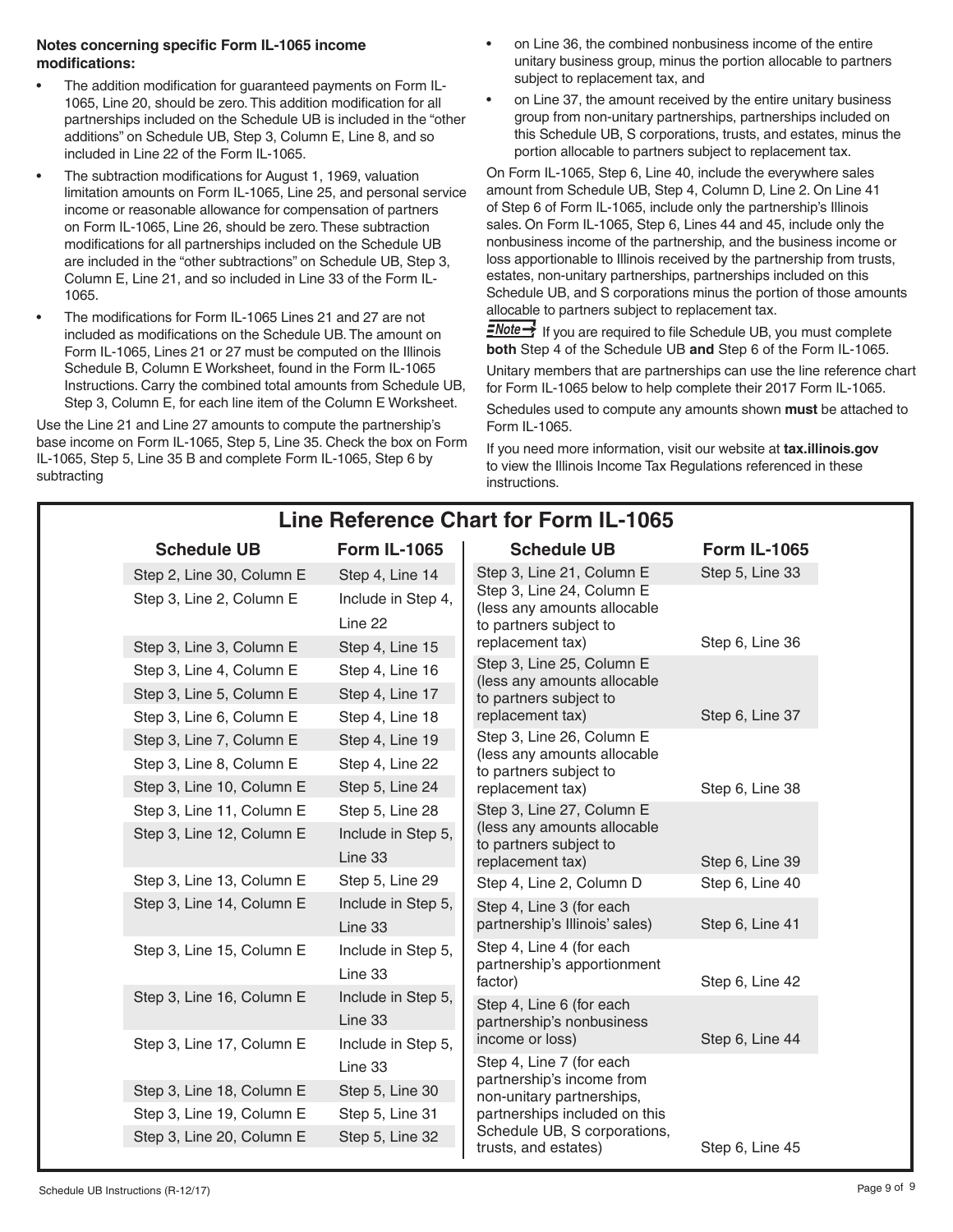**Notes concerning specific Form IL-1065 income modifications:**

- The addition modification for guaranteed payments on Form IL-1065, Line 20, should be zero. This addition modification for all partnerships included on the Schedule UB is included in the "other additions" on Schedule UB, Step 3, Column E, Line 8, and so included in Line 22 of the Form IL-1065.
- The subtraction modifications for August 1, 1969, valuation limitation amounts on Form IL-1065, Line 25, and personal service income or reasonable allowance for compensation of partners on Form IL-1065, Line 26, should be zero. These subtraction modifications for all partnerships included on the Schedule UB are included in the "other subtractions" on Schedule UB, Step 3, Column E, Line 21, and so included in Line 33 of the Form IL-1065.
- The modifications for Form IL-1065 Lines 21 and 27 are not included as modifications on the Schedule UB. The amount on Form IL-1065, Lines 21 or 27 must be computed on the Illinois Schedule B, Column E Worksheet, found in the Form IL-1065 Instructions. Carry the combined total amounts from Schedule UB, Step 3, Column E, for each line item of the Column E Worksheet.

Use the Line 21 and Line 27 amounts to compute the partnership's base income on Form IL-1065, Step 5, Line 35. Check the box on Form IL-1065, Step 5, Line 35 B and complete Form IL-1065, Step 6 by subtracting

- on Line 36, the combined nonbusiness income of the entire unitary business group, minus the portion allocable to partners subject to replacement tax, and
- on Line 37, the amount received by the entire unitary business group from non-unitary partnerships, partnerships included on this Schedule UB, S corporations, trusts, and estates, minus the portion allocable to partners subject to replacement tax.

On Form IL-1065, Step 6, Line 40, include the everywhere sales amount from Schedule UB, Step 4, Column D, Line 2. On Line 41 of Step 6 of Form IL-1065, include only the partnership's Illinois sales. On Form IL-1065, Step 6, Lines 44 and 45, include only the nonbusiness income of the partnership, and the business income or loss apportionable to Illinois received by the partnership from trusts, estates, non-unitary partnerships, partnerships included on this Schedule UB, and S corporations minus the portion of those amounts allocable to partners subject to replacement tax.

*Note→* If you are required to file Schedule UB, you must complete **both** Step 4 of the Schedule UB **and** Step 6 of the Form IL-1065.

Unitary members that are partnerships can use the line reference chart for Form IL-1065 below to help complete their 2017 Form IL-1065.

Schedules used to compute any amounts shown **must** be attached to Form IL-1065.

If you need more information, visit our website at **tax.illinois.gov** to view the Illinois Income Tax Regulations referenced in these instructions.

## Line Reference Chart for Form IL-1065

| Schedule UB | Form IL-1065 | Schedule UB | Form IL-1065 |
|---|---|---|---|
| Step 2, Line 30, Column E | Step 4, Line 14 | Step 3, Line 21, Column E | Step 5, Line 33 |
| Step 3, Line 2, Column E | Include in Step 4, Line 22 | Step 3, Line 24, Column E (less any amounts allocable to partners subject to replacement tax) | Step 6, Line 36 |
| Step 3, Line 3, Column E | Step 4, Line 15 | Step 3, Line 25, Column E (less any amounts allocable to partners subject to replacement tax) | Step 6, Line 37 |
| Step 3, Line 4, Column E | Step 4, Line 16 | Step 3, Line 26, Column E (less any amounts allocable to partners subject to replacement tax) | Step 6, Line 38 |
| Step 3, Line 5, Column E | Step 4, Line 17 | Step 3, Line 27, Column E (less any amounts allocable to partners subject to replacement tax) | Step 6, Line 39 |
| Step 3, Line 6, Column E | Step 4, Line 18 | Step 4, Line 2, Column D | Step 6, Line 40 |
| Step 3, Line 7, Column E | Step 4, Line 19 | Step 4, Line 3 (for each partnership's Illinois' sales) | Step 6, Line 41 |
| Step 3, Line 8, Column E | Step 4, Line 22 | Step 4, Line 4 (for each partnership's apportionment factor) | Step 6, Line 42 |
| Step 3, Line 10, Column E | Step 5, Line 24 | Step 4, Line 6 (for each partnership's nonbusiness income or loss) | Step 6, Line 44 |
| Step 3, Line 11, Column E | Step 5, Line 28 | Step 4, Line 7 (for each partnership's income from non-unitary partnerships, partnerships included on this Schedule UB, S corporations, trusts, and estates) | Step 6, Line 45 |
| Step 3, Line 12, Column E | Include in Step 5, Line 33 | | |
| Step 3, Line 13, Column E | Step 5, Line 29 | | |
| Step 3, Line 14, Column E | Include in Step 5, Line 33 | | |
| Step 3, Line 15, Column E | Include in Step 5, Line 33 | | |
| Step 3, Line 16, Column E | Include in Step 5, Line 33 | | |
| Step 3, Line 17, Column E | Include in Step 5, Line 33 | | |
| Step 3, Line 18, Column E | Step 5, Line 30 | | |
| Step 3, Line 19, Column E | Step 5, Line 31 | | |
| Step 3, Line 20, Column E | Step 5, Line 32 | | |

Schedule UB Instructions (R-12/17)